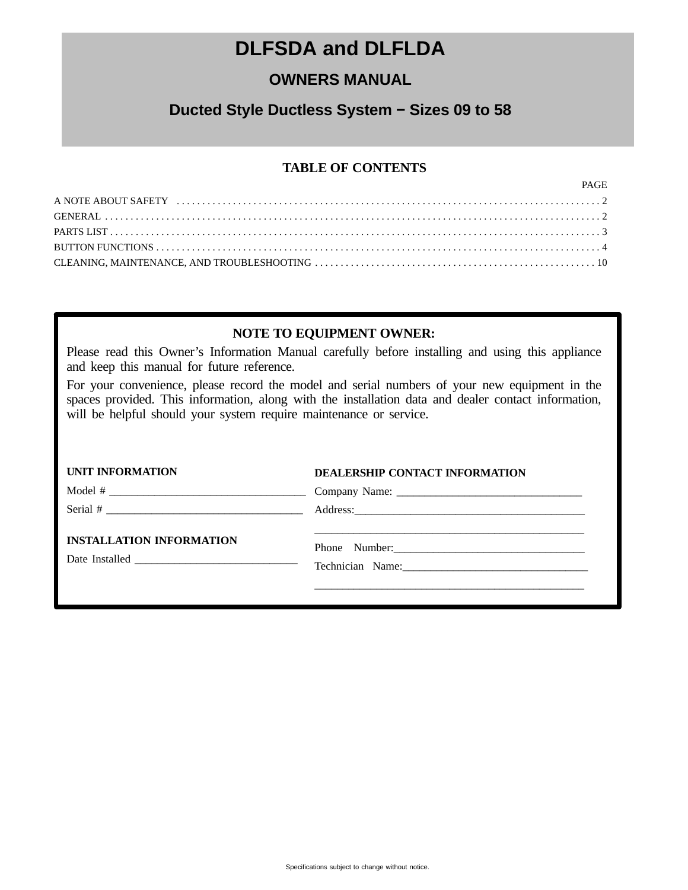# DLFSDA and DLFLDA

## OWNERS MANUAL

## Ducted Style Ductless System − Sizes 09 to 58

### TABLE OF CONTENTS

| | PAGE |
|---|---|
| A NOTE ABOUT SAFETY | 2 |
| GENERAL | 2 |
| PARTS LIST | 3 |
| BUTTON FUNCTIONS | 4 |
| CLEANING, MAINTENANCE, AND TROUBLESHOOTING | 10 |

**NOTE TO EQUIPMENT OWNER:**

Please read this Owner's Information Manual carefully before installing and using this appliance and keep this manual for future reference.

For your convenience, please record the model and serial numbers of your new equipment in the spaces provided. This information, along with the installation data and dealer contact information, will be helpful should your system require maintenance or service.

**UNIT INFORMATION**

Model # ___________________________________

Serial # ___________________________________

**INSTALLATION INFORMATION**

Date Installed _____________________________

**DEALERSHIP CONTACT INFORMATION**

Company Name: _________________________________

Address:__________________________________________

__________________________________________________

Phone Number:__________________________________

Technician Name:________________________________

__________________________________________________

Specifications subject to change without notice.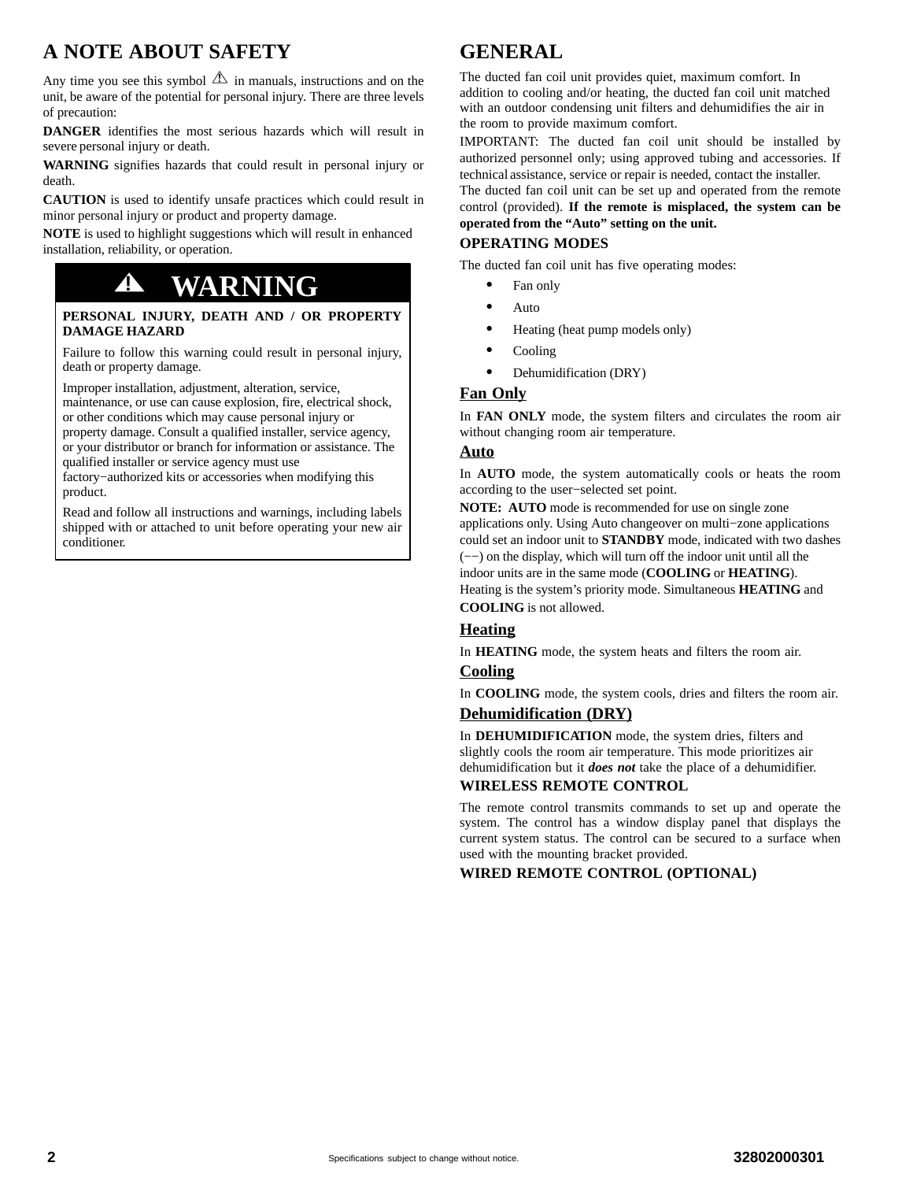## A NOTE ABOUT SAFETY

Any time you see this symbol ⚠ in manuals, instructions and on the unit, be aware of the potential for personal injury. There are three levels of precaution:

**DANGER** identifies the most serious hazards which will result in severe personal injury or death.

**WARNING** signifies hazards that could result in personal injury or death.

**CAUTION** is used to identify unsafe practices which could result in minor personal injury or product and property damage.

**NOTE** is used to highlight suggestions which will result in enhanced installation, reliability, or operation.

> **⚠ WARNING**
>
> **PERSONAL INJURY, DEATH AND / OR PROPERTY DAMAGE HAZARD**
>
> Failure to follow this warning could result in personal injury, death or property damage.
>
> Improper installation, adjustment, alteration, service, maintenance, or use can cause explosion, fire, electrical shock, or other conditions which may cause personal injury or property damage. Consult a qualified installer, service agency, or your distributor or branch for information or assistance. The qualified installer or service agency must use factory−authorized kits or accessories when modifying this product.
>
> Read and follow all instructions and warnings, including labels shipped with or attached to unit before operating your new air conditioner.

## GENERAL

The ducted fan coil unit provides quiet, maximum comfort. In addition to cooling and/or heating, the ducted fan coil unit matched with an outdoor condensing unit filters and dehumidifies the air in the room to provide maximum comfort.

IMPORTANT: The ducted fan coil unit should be installed by authorized personnel only; using approved tubing and accessories. If technical assistance, service or repair is needed, contact the installer.

The ducted fan coil unit can be set up and operated from the remote control (provided). **If the remote is misplaced, the system can be operated from the "Auto" setting on the unit.**

### OPERATING MODES

The ducted fan coil unit has five operating modes:

- Fan only
- Auto
- Heating (heat pump models only)
- Cooling
- Dehumidification (DRY)

### Fan Only

In **FAN ONLY** mode, the system filters and circulates the room air without changing room air temperature.

### Auto

In **AUTO** mode, the system automatically cools or heats the room according to the user−selected set point.

**NOTE: AUTO** mode is recommended for use on single zone applications only. Using Auto changeover on multi−zone applications could set an indoor unit to **STANDBY** mode, indicated with two dashes (−−) on the display, which will turn off the indoor unit until all the indoor units are in the same mode (**COOLING** or **HEATING**). Heating is the system's priority mode. Simultaneous **HEATING** and **COOLING** is not allowed.

### Heating

In **HEATING** mode, the system heats and filters the room air.

### Cooling

In **COOLING** mode, the system cools, dries and filters the room air.

### Dehumidification (DRY)

In **DEHUMIDIFICATION** mode, the system dries, filters and slightly cools the room air temperature. This mode prioritizes air dehumidification but it ***does not*** take the place of a dehumidifier.

### WIRELESS REMOTE CONTROL

The remote control transmits commands to set up and operate the system. The control has a window display panel that displays the current system status. The control can be secured to a surface when used with the mounting bracket provided.

### WIRED REMOTE CONTROL (OPTIONAL)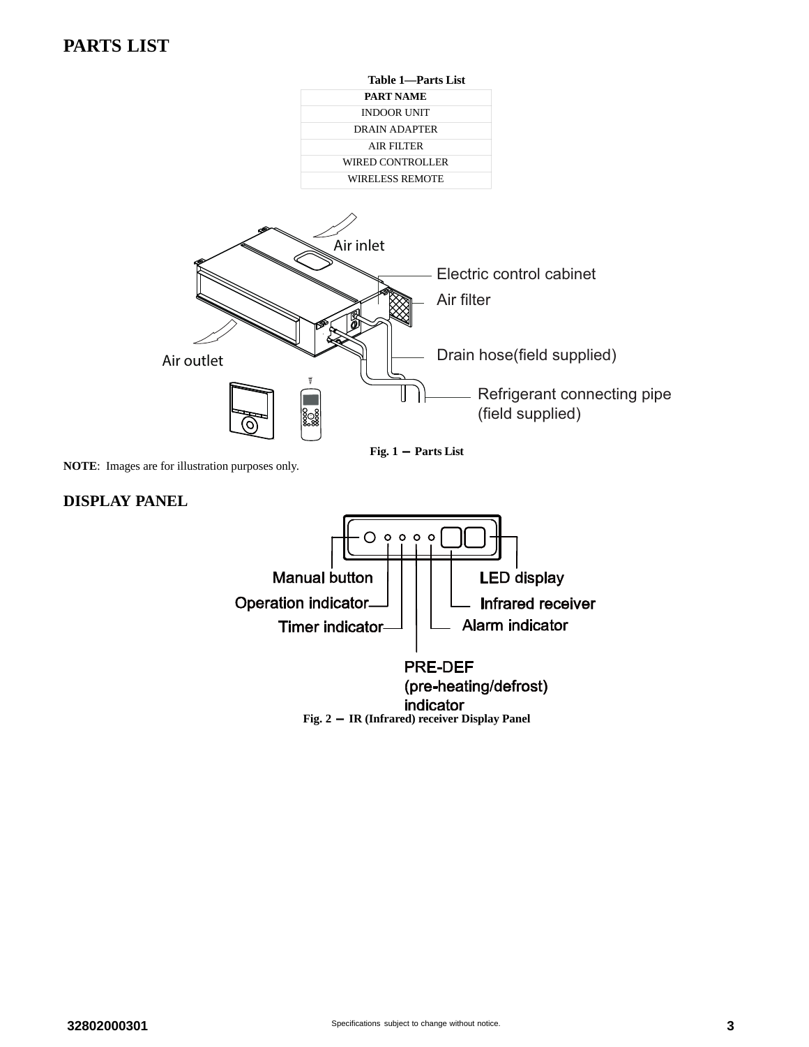## PARTS LIST

**Table 1—Parts List**

| PART NAME |
|---|
| INDOOR UNIT |
| DRAIN ADAPTER |
| AIR FILTER |
| WIRED CONTROLLER |
| WIRELESS REMOTE |

Air inlet

Electric control cabinet

Air filter

Drain hose(field supplied)

Air outlet

Refrigerant connecting pipe (field supplied)

**Fig. 1 — Parts List**

**NOTE**: Images are for illustration purposes only.

## DISPLAY PANEL

Manual button

Operation indicator

Timer indicator

PRE-DEF (pre-heating/defrost) indicator

Alarm indicator

Infrared receiver

LED display

**Fig. 2 — IR (Infrared) receiver Display Panel**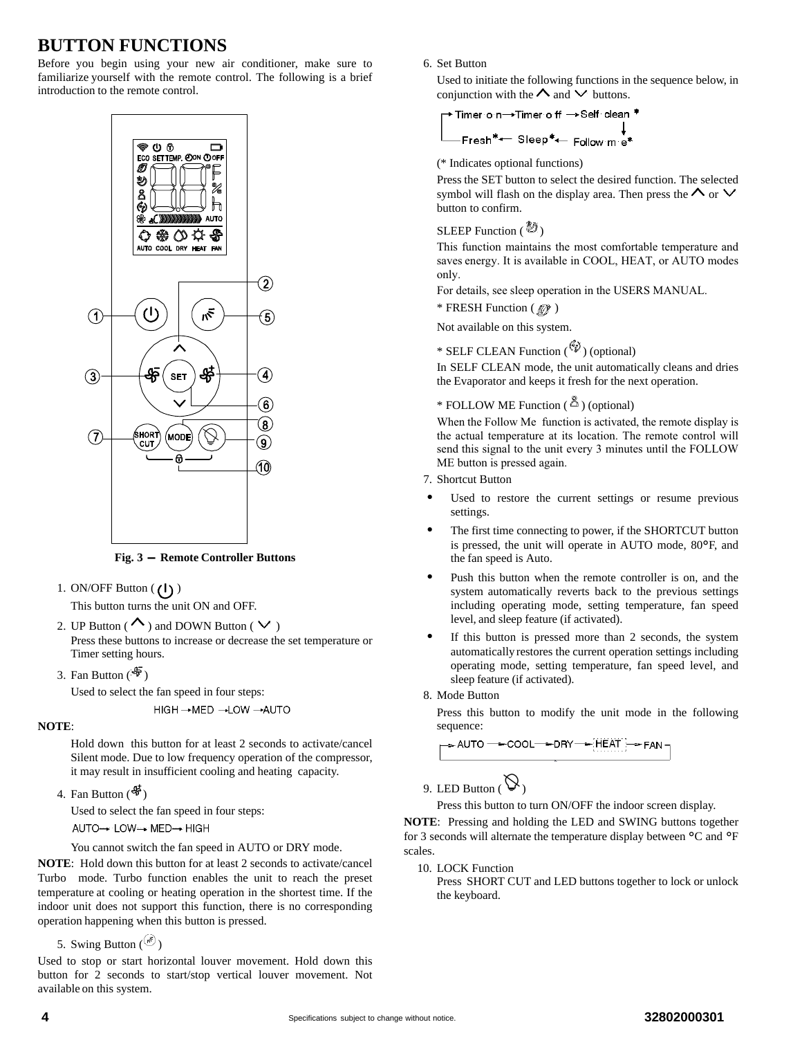# BUTTON FUNCTIONS

Before you begin using your new air conditioner, make sure to familiarize yourself with the remote control. The following is a brief introduction to the remote control.

**Fig. 3 — Remote Controller Buttons**

1. ON/OFF Button ( ⏻ )

   This button turns the unit ON and OFF.

2. UP Button ( ∧ ) and DOWN Button ( ∨ )

   Press these buttons to increase or decrease the set temperature or Timer setting hours.

3. Fan Button ( )

   Used to select the fan speed in four steps:

   HIGH → MED → LOW → AUTO

**NOTE**:

Hold down this button for at least 2 seconds to activate/cancel Silent mode. Due to low frequency operation of the compressor, it may result in insufficient cooling and heating capacity.

4. Fan Button ( )

   Used to select the fan speed in four steps:

   AUTO → LOW → MED → HIGH

   You cannot switch the fan speed in AUTO or DRY mode.

**NOTE**: Hold down this button for at least 2 seconds to activate/cancel Turbo mode. Turbo function enables the unit to reach the preset temperature at cooling or heating operation in the shortest time. If the indoor unit does not support this function, there is no corresponding operation happening when this button is pressed.

5. Swing Button ( )

Used to stop or start horizontal louver movement. Hold down this button for 2 seconds to start/stop vertical louver movement. Not available on this system.

6. Set Button

   Used to initiate the following functions in the sequence below, in conjunction with the ∧ and ∨ buttons.

   Timer on → Timer off → Self clean* → Follow me* → Sleep* → Fresh* → (back to Timer on)

   (* Indicates optional functions)

   Press the SET button to select the desired function. The selected symbol will flash on the display area. Then press the ∧ or ∨ button to confirm.

   SLEEP Function ( )

   This function maintains the most comfortable temperature and saves energy. It is available in COOL, HEAT, or AUTO modes only.

   For details, see sleep operation in the USERS MANUAL.

   * FRESH Function ( )

   Not available on this system.

   * SELF CLEAN Function ( ) (optional)

   In SELF CLEAN mode, the unit automatically cleans and dries the Evaporator and keeps it fresh for the next operation.

   * FOLLOW ME Function ( ) (optional)

   When the Follow Me function is activated, the remote display is the actual temperature at its location. The remote control will send this signal to the unit every 3 minutes until the FOLLOW ME button is pressed again.

7. Shortcut Button

   - Used to restore the current settings or resume previous settings.
   - The first time connecting to power, if the SHORTCUT button is pressed, the unit will operate in AUTO mode, 80°F, and the fan speed is Auto.
   - Push this button when the remote controller is on, and the system automatically reverts back to the previous settings including operating mode, setting temperature, fan speed level, and sleep feature (if activated).
   - If this button is pressed more than 2 seconds, the system automatically restores the current operation settings including operating mode, setting temperature, fan speed level, and sleep feature (if activated).

8. Mode Button

   Press this button to modify the unit mode in the following sequence:

   AUTO → COOL → DRY → HEAT → FAN → (back to AUTO)

9. LED Button ( )

   Press this button to turn ON/OFF the indoor screen display.

**NOTE**: Pressing and holding the LED and SWING buttons together for 3 seconds will alternate the temperature display between °C and °F scales.

10. LOCK Function

    Press SHORT CUT and LED buttons together to lock or unlock the keyboard.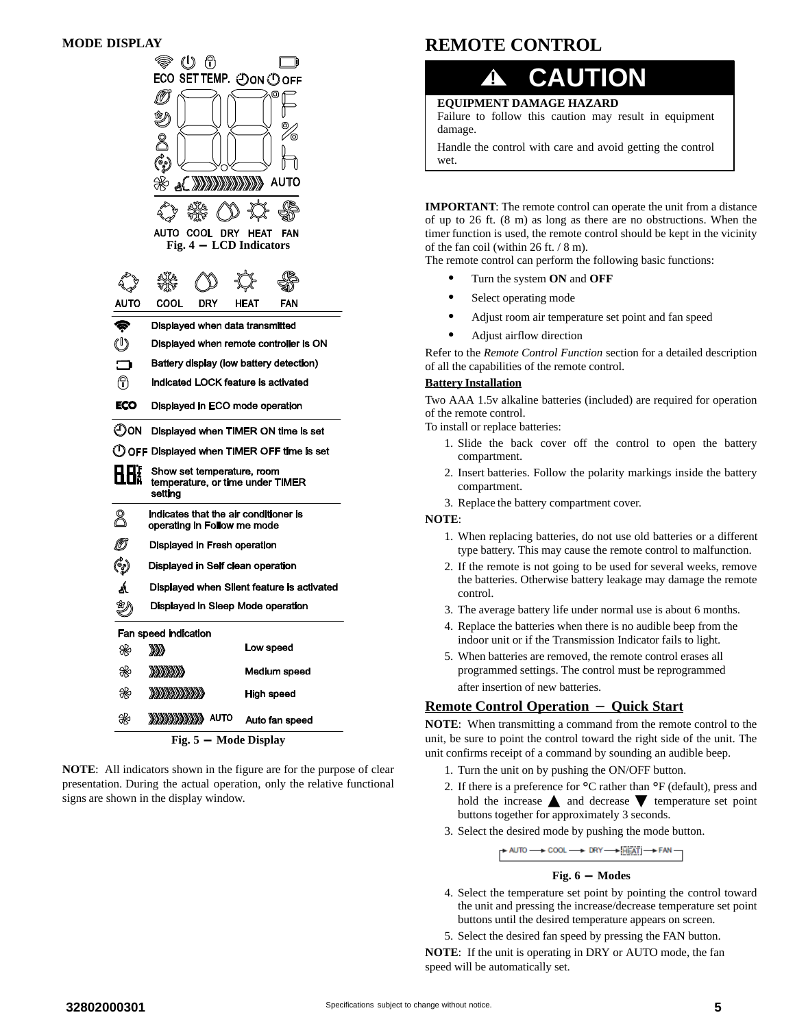## MODE DISPLAY

Fig. 4 — LCD Indicators

| AUTO | COOL | DRY | HEAT | FAN |
|---|---|---|---|---|

| Indicator | Description |
|---|---|
| | Displayed when data transmitted |
| | Displayed when remote controller is ON |
| | Battery display (low battery detection) |
| | Indicated LOCK feature is activated |
| ECO | Displayed in ECO mode operation |
| ON | Displayed when TIMER ON time is set |
| OFF | Displayed when TIMER OFF time is set |
| | Show set temperature, room temperature, or time under TIMER setting |
| | Indicates that the air conditioner is operating in Follow me mode |
| | Displayed in Fresh operation |
| | Displayed in Self clean operation |
| | Displayed when Silent feature is activated |
| | Displayed in Sleep Mode operation |

Fan speed indication

| Indicator | Speed |
|---|---|
| | Low speed |
| | Medium speed |
| | High speed |
| AUTO | Auto fan speed |

Fig. 5 — Mode Display

**NOTE**: All indicators shown in the figure are for the purpose of clear presentation. During the actual operation, only the relative functional signs are shown in the display window.

## REMOTE CONTROL

**⚠ CAUTION**

**EQUIPMENT DAMAGE HAZARD**

Failure to follow this caution may result in equipment damage.

Handle the control with care and avoid getting the control wet.

**IMPORTANT**: The remote control can operate the unit from a distance of up to 26 ft. (8 m) as long as there are no obstructions. When the timer function is used, the remote control should be kept in the vicinity of the fan coil (within 26 ft. / 8 m).

The remote control can perform the following basic functions:

- Turn the system **ON** and **OFF**
- Select operating mode
- Adjust room air temperature set point and fan speed
- Adjust airflow direction

Refer to the *Remote Control Function* section for a detailed description of all the capabilities of the remote control.

### Battery Installation

Two AAA 1.5v alkaline batteries (included) are required for operation of the remote control.

To install or replace batteries:

1. Slide the back cover off the control to open the battery compartment.
2. Insert batteries. Follow the polarity markings inside the battery compartment.
3. Replace the battery compartment cover.

**NOTE**:

1. When replacing batteries, do not use old batteries or a different type battery. This may cause the remote control to malfunction.
2. If the remote is not going to be used for several weeks, remove the batteries. Otherwise battery leakage may damage the remote control.
3. The average battery life under normal use is about 6 months.
4. Replace the batteries when there is no audible beep from the indoor unit or if the Transmission Indicator fails to light.
5. When batteries are removed, the remote control erases all programmed settings. The control must be reprogrammed after insertion of new batteries.

### Remote Control Operation – Quick Start

**NOTE**: When transmitting a command from the remote control to the unit, be sure to point the control toward the right side of the unit. The unit confirms receipt of a command by sounding an audible beep.

1. Turn the unit on by pushing the ON/OFF button.
2. If there is a preference for °C rather than °F (default), press and hold the increase ▲ and decrease ▼ temperature set point buttons together for approximately 3 seconds.
3. Select the desired mode by pushing the mode button.

AUTO → COOL → DRY → HEAT → FAN

Fig. 6 — Modes

4. Select the temperature set point by pointing the control toward the unit and pressing the increase/decrease temperature set point buttons until the desired temperature appears on screen.
5. Select the desired fan speed by pressing the FAN button.

**NOTE**: If the unit is operating in DRY or AUTO mode, the fan speed will be automatically set.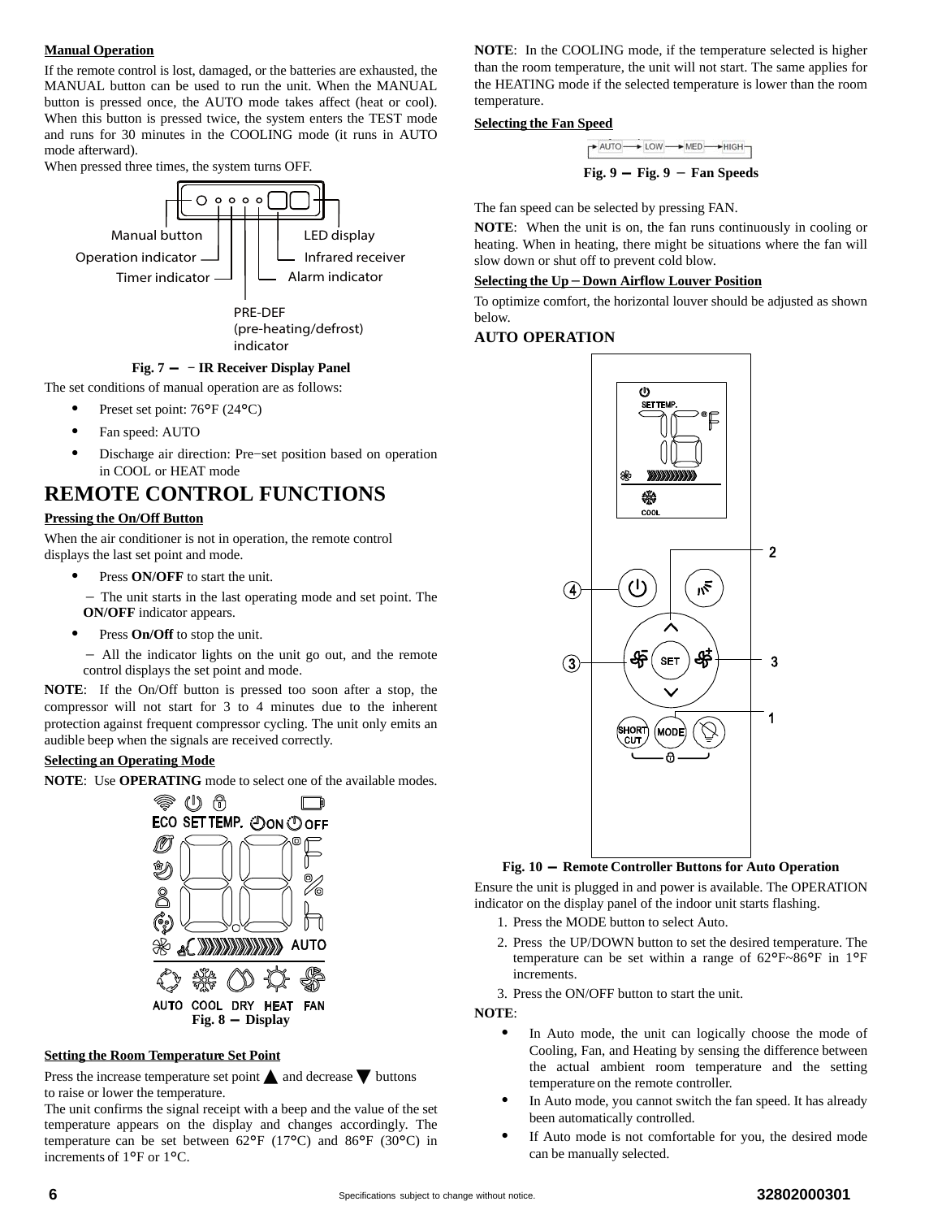### Manual Operation

If the remote control is lost, damaged, or the batteries are exhausted, the MANUAL button can be used to run the unit. When the MANUAL button is pressed once, the AUTO mode takes affect (heat or cool). When this button is pressed twice, the system enters the TEST mode and runs for 30 minutes in the COOLING mode (it runs in AUTO mode afterward).

When pressed three times, the system turns OFF.

Manual button
Operation indicator
Timer indicator
LED display
Infrared receiver
Alarm indicator
PRE-DEF (pre-heating/defrost) indicator

**Fig. 7 — IR Receiver Display Panel**

The set conditions of manual operation are as follows:

- Preset set point: 76°F (24°C)
- Fan speed: AUTO
- Discharge air direction: Pre−set position based on operation in COOL or HEAT mode

## REMOTE CONTROL FUNCTIONS

### Pressing the On/Off Button

When the air conditioner is not in operation, the remote control displays the last set point and mode.

- Press **ON/OFF** to start the unit.

  − The unit starts in the last operating mode and set point. The **ON/OFF** indicator appears.

- Press **On/Off** to stop the unit.

  − All the indicator lights on the unit go out, and the remote control displays the set point and mode.

**NOTE**: If the On/Off button is pressed too soon after a stop, the compressor will not start for 3 to 4 minutes due to the inherent protection against frequent compressor cycling. The unit only emits an audible beep when the signals are received correctly.

### Selecting an Operating Mode

**NOTE**: Use **OPERATING** mode to select one of the available modes.

ECO SET TEMP. ON OFF AUTO

AUTO COOL DRY HEAT FAN

**Fig. 8 — Display**

### Setting the Room Temperature Set Point

Press the increase temperature set point ▲ and decrease ▼ buttons to raise or lower the temperature.

The unit confirms the signal receipt with a beep and the value of the set temperature appears on the display and changes accordingly. The temperature can be set between 62°F (17°C) and 86°F (30°C) in increments of 1°F or 1°C.

**NOTE**: In the COOLING mode, if the temperature selected is higher than the room temperature, the unit will not start. The same applies for the HEATING mode if the selected temperature is lower than the room temperature.

### Selecting the Fan Speed

AUTO → LOW → MED → HIGH

**Fig. 9 — Fan Speeds**

The fan speed can be selected by pressing FAN.

**NOTE**: When the unit is on, the fan runs continuously in cooling or heating. When in heating, there might be situations where the fan will slow down or shut off to prevent cold blow.

### Selecting the Up−Down Airflow Louver Position

To optimize comfort, the horizontal louver should be adjusted as shown below.

### AUTO OPERATION

SET TEMP. 76°F COOL

**Fig. 10 — Remote Controller Buttons for Auto Operation**

Ensure the unit is plugged in and power is available. The OPERATION indicator on the display panel of the indoor unit starts flashing.

1. Press the MODE button to select Auto.
2. Press the UP/DOWN button to set the desired temperature. The temperature can be set within a range of 62°F~86°F in 1°F increments.
3. Press the ON/OFF button to start the unit.

**NOTE**:

- In Auto mode, the unit can logically choose the mode of Cooling, Fan, and Heating by sensing the difference between the actual ambient room temperature and the setting temperature on the remote controller.
- In Auto mode, you cannot switch the fan speed. It has already been automatically controlled.
- If Auto mode is not comfortable for you, the desired mode can be manually selected.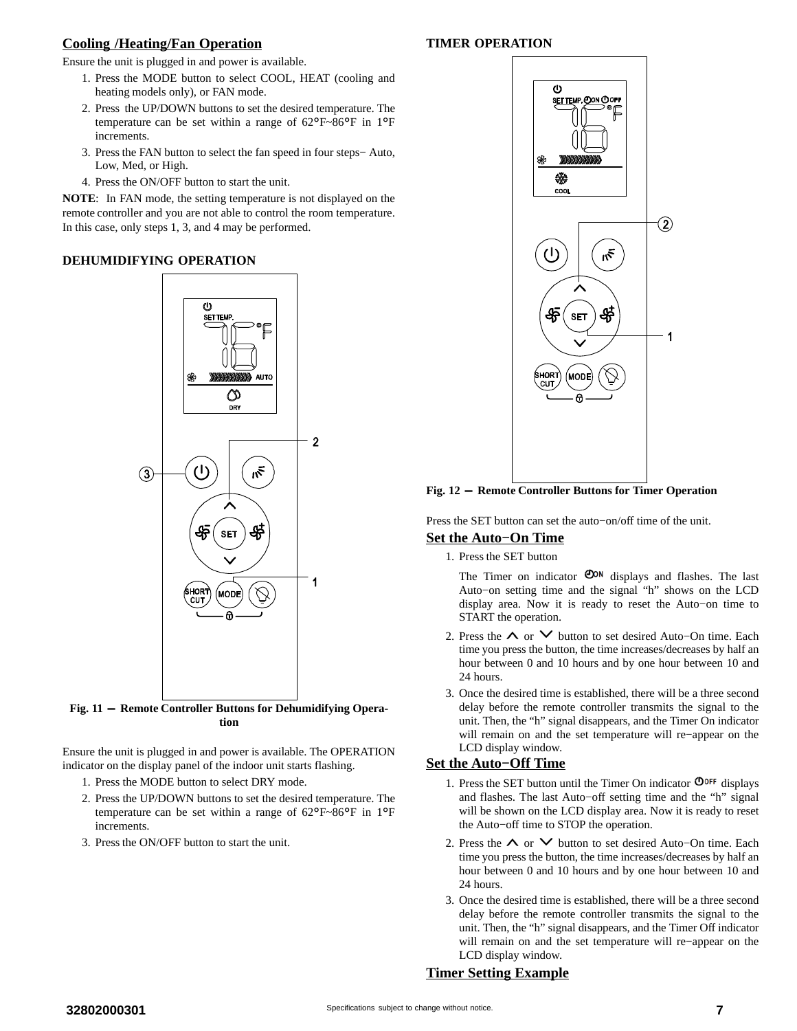## Cooling /Heating/Fan Operation

Ensure the unit is plugged in and power is available.

1. Press the MODE button to select COOL, HEAT (cooling and heating models only), or FAN mode.
2. Press the UP/DOWN buttons to set the desired temperature. The temperature can be set within a range of 62°F~86°F in 1°F increments.
3. Press the FAN button to select the fan speed in four steps− Auto, Low, Med, or High.
4. Press the ON/OFF button to start the unit.

**NOTE**: In FAN mode, the setting temperature is not displayed on the remote controller and you are not able to control the room temperature. In this case, only steps 1, 3, and 4 may be performed.

## DEHUMIDIFYING OPERATION

**Fig. 11 — Remote Controller Buttons for Dehumidifying Operation**

Ensure the unit is plugged in and power is available. The OPERATION indicator on the display panel of the indoor unit starts flashing.

1. Press the MODE button to select DRY mode.
2. Press the UP/DOWN buttons to set the desired temperature. The temperature can be set within a range of 62°F~86°F in 1°F increments.
3. Press the ON/OFF button to start the unit.

## TIMER OPERATION

**Fig. 12 — Remote Controller Buttons for Timer Operation**

Press the SET button can set the auto−on/off time of the unit.

### Set the Auto−On Time

1. Press the SET button

   The Timer on indicator ON displays and flashes. The last Auto−on setting time and the signal "h" shows on the LCD display area. Now it is ready to reset the Auto−on time to START the operation.
2. Press the ∧ or ∨ button to set desired Auto−On time. Each time you press the button, the time increases/decreases by half an hour between 0 and 10 hours and by one hour between 10 and 24 hours.
3. Once the desired time is established, there will be a three second delay before the remote controller transmits the signal to the unit. Then, the "h" signal disappears, and the Timer On indicator will remain on and the set temperature will re−appear on the LCD display window.

### Set the Auto−Off Time

1. Press the SET button until the Timer On indicator OFF displays and flashes. The last Auto−off setting time and the "h" signal will be shown on the LCD display area. Now it is ready to reset the Auto−off time to STOP the operation.
2. Press the ∧ or ∨ button to set desired Auto−On time. Each time you press the button, the time increases/decreases by half an hour between 0 and 10 hours and by one hour between 10 and 24 hours.
3. Once the desired time is established, there will be a three second delay before the remote controller transmits the signal to the unit. Then, the "h" signal disappears, and the Timer Off indicator will remain on and the set temperature will re−appear on the LCD display window.

### Timer Setting Example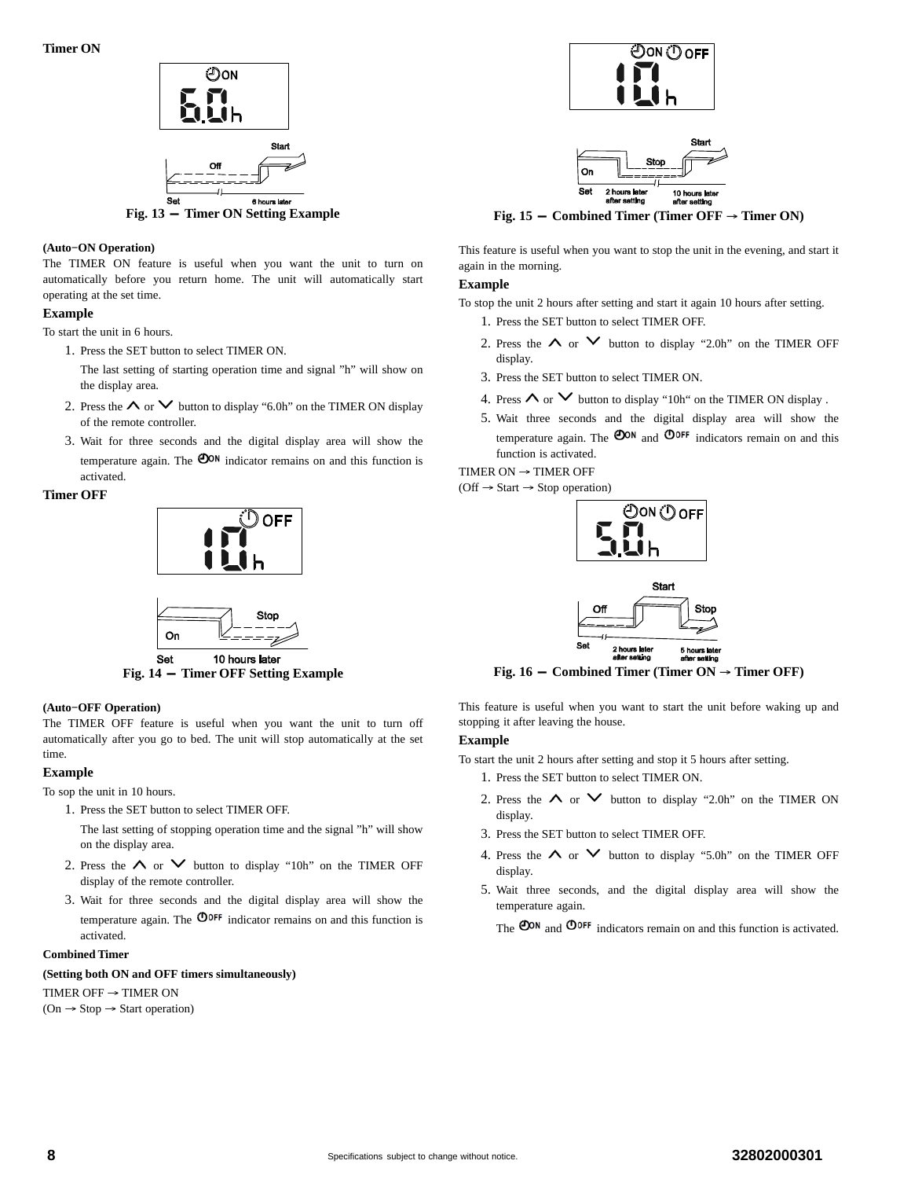**Timer ON**

Fig. 13 — Timer ON Setting Example

**(Auto−ON Operation)**

The TIMER ON feature is useful when you want the unit to turn on automatically before you return home. The unit will automatically start operating at the set time.

**Example**

To start the unit in 6 hours.

1. Press the SET button to select TIMER ON.

   The last setting of starting operation time and signal "h" will show on the display area.

2. Press the ∧ or ∨ button to display "6.0h" on the TIMER ON display of the remote controller.
3. Wait for three seconds and the digital display area will show the temperature again. The ON indicator remains on and this function is activated.

**Timer OFF**

Fig. 14 — Timer OFF Setting Example

**(Auto−OFF Operation)**

The TIMER OFF feature is useful when you want the unit to turn off automatically after you go to bed. The unit will stop automatically at the set time.

**Example**

To sop the unit in 10 hours.

1. Press the SET button to select TIMER OFF.

   The last setting of stopping operation time and the signal "h" will show on the display area.

2. Press the ∧ or ∨ button to display "10h" on the TIMER OFF display of the remote controller.
3. Wait for three seconds and the digital display area will show the temperature again. The OFF indicator remains on and this function is activated.

**Combined Timer**

**(Setting both ON and OFF timers simultaneously)**

TIMER OFF → TIMER ON
(On → Stop → Start operation)

Fig. 15 — Combined Timer (Timer OFF → Timer ON)

This feature is useful when you want to stop the unit in the evening, and start it again in the morning.

**Example**

To stop the unit 2 hours after setting and start it again 10 hours after setting.

1. Press the SET button to select TIMER OFF.
2. Press the ∧ or ∨ button to display "2.0h" on the TIMER OFF display.
3. Press the SET button to select TIMER ON.
4. Press ∧ or ∨ button to display "10h" on the TIMER ON display .
5. Wait three seconds and the digital display area will show the temperature again. The ON and OFF indicators remain on and this function is activated.

TIMER ON → TIMER OFF
(Off → Start → Stop operation)

Fig. 16 — Combined Timer (Timer ON → Timer OFF)

This feature is useful when you want to start the unit before waking up and stopping it after leaving the house.

**Example**

To start the unit 2 hours after setting and stop it 5 hours after setting.

1. Press the SET button to select TIMER ON.
2. Press the ∧ or ∨ button to display "2.0h" on the TIMER ON display.
3. Press the SET button to select TIMER OFF.
4. Press the ∧ or ∨ button to display "5.0h" on the TIMER OFF display.
5. Wait three seconds, and the digital display area will show the temperature again.

   The ON and OFF indicators remain on and this function is activated.

Specifications subject to change without notice.

32802000301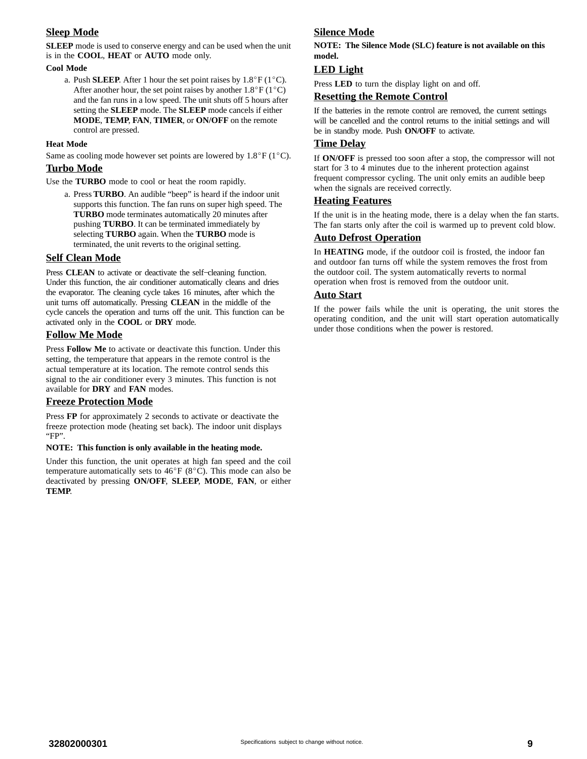## Sleep Mode

**SLEEP** mode is used to conserve energy and can be used when the unit is in the **COOL**, **HEAT** or **AUTO** mode only.

**Cool Mode**

a. Push **SLEEP**. After 1 hour the set point raises by 1.8°F (1°C). After another hour, the set point raises by another 1.8°F (1°C) and the fan runs in a low speed. The unit shuts off 5 hours after setting the **SLEEP** mode. The **SLEEP** mode cancels if either **MODE**, **TEMP**, **FAN**, **TIMER**, or **ON/OFF** on the remote control are pressed.

**Heat Mode**

Same as cooling mode however set points are lowered by 1.8°F (1°C).

## Turbo Mode

Use the **TURBO** mode to cool or heat the room rapidly.

a. Press **TURBO**. An audible "beep" is heard if the indoor unit supports this function. The fan runs on super high speed. The **TURBO** mode terminates automatically 20 minutes after pushing **TURBO**. It can be terminated immediately by selecting **TURBO** again. When the **TURBO** mode is terminated, the unit reverts to the original setting.

## Self Clean Mode

Press **CLEAN** to activate or deactivate the self–cleaning function. Under this function, the air conditioner automatically cleans and dries the evaporator. The cleaning cycle takes 16 minutes, after which the unit turns off automatically. Pressing **CLEAN** in the middle of the cycle cancels the operation and turns off the unit. This function can be activated only in the **COOL** or **DRY** mode.

## Follow Me Mode

Press **Follow Me** to activate or deactivate this function. Under this setting, the temperature that appears in the remote control is the actual temperature at its location. The remote control sends this signal to the air conditioner every 3 minutes. This function is not available for **DRY** and **FAN** modes.

## Freeze Protection Mode

Press **FP** for approximately 2 seconds to activate or deactivate the freeze protection mode (heating set back). The indoor unit displays "FP".

**NOTE: This function is only available in the heating mode.**

Under this function, the unit operates at high fan speed and the coil temperature automatically sets to 46°F (8°C). This mode can also be deactivated by pressing **ON/OFF**, **SLEEP**, **MODE**, **FAN**, or either **TEMP**.

## Silence Mode

**NOTE: The Silence Mode (SLC) feature is not available on this model.**

## LED Light

Press **LED** to turn the display light on and off.

## Resetting the Remote Control

If the batteries in the remote control are removed, the current settings will be cancelled and the control returns to the initial settings and will be in standby mode. Push **ON/OFF** to activate.

## Time Delay

If **ON/OFF** is pressed too soon after a stop, the compressor will not start for 3 to 4 minutes due to the inherent protection against frequent compressor cycling. The unit only emits an audible beep when the signals are received correctly.

## Heating Features

If the unit is in the heating mode, there is a delay when the fan starts. The fan starts only after the coil is warmed up to prevent cold blow.

## Auto Defrost Operation

In **HEATING** mode, if the outdoor coil is frosted, the indoor fan and outdoor fan turns off while the system removes the frost from the outdoor coil. The system automatically reverts to normal operation when frost is removed from the outdoor unit.

## Auto Start

If the power fails while the unit is operating, the unit stores the operating condition, and the unit will start operation automatically under those conditions when the power is restored.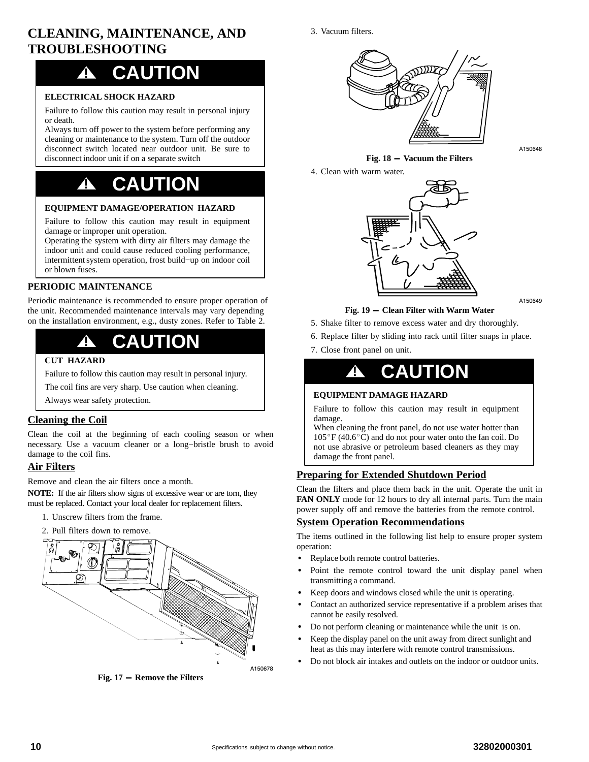# CLEANING, MAINTENANCE, AND TROUBLESHOOTING

**⚠ CAUTION**

**ELECTRICAL SHOCK HAZARD**

Failure to follow this caution may result in personal injury or death.
Always turn off power to the system before performing any cleaning or maintenance to the system. Turn off the outdoor disconnect switch located near outdoor unit. Be sure to disconnect indoor unit if on a separate switch

**⚠ CAUTION**

**EQUIPMENT DAMAGE/OPERATION HAZARD**

Failure to follow this caution may result in equipment damage or improper unit operation.
Operating the system with dirty air filters may damage the indoor unit and could cause reduced cooling performance, intermittent system operation, frost build−up on indoor coil or blown fuses.

## PERIODIC MAINTENANCE

Periodic maintenance is recommended to ensure proper operation of the unit. Recommended maintenance intervals may vary depending on the installation environment, e.g., dusty zones. Refer to Table 2.

**⚠ CAUTION**

**CUT HAZARD**

Failure to follow this caution may result in personal injury.

The coil fins are very sharp. Use caution when cleaning.

Always wear safety protection.

### Cleaning the Coil

Clean the coil at the beginning of each cooling season or when necessary. Use a vacuum cleaner or a long−bristle brush to avoid damage to the coil fins.

### Air Filters

Remove and clean the air filters once a month.

**NOTE:** If the air filters show signs of excessive wear or are torn, they must be replaced. Contact your local dealer for replacement filters.

1. Unscrew filters from the frame.
2. Pull filters down to remove.

A150678

**Fig. 17 – Remove the Filters**

3. Vacuum filters.

A150648

**Fig. 18 – Vacuum the Filters**

4. Clean with warm water.

A150649

**Fig. 19 – Clean Filter with Warm Water**

5. Shake filter to remove excess water and dry thoroughly.
6. Replace filter by sliding into rack until filter snaps in place.
7. Close front panel on unit.

**⚠ CAUTION**

**EQUIPMENT DAMAGE HAZARD**

Failure to follow this caution may result in equipment damage.
When cleaning the front panel, do not use water hotter than 105°F (40.6°C) and do not pour water onto the fan coil. Do not use abrasive or petroleum based cleaners as they may damage the front panel.

### Preparing for Extended Shutdown Period

Clean the filters and place them back in the unit. Operate the unit in **FAN ONLY** mode for 12 hours to dry all internal parts. Turn the main power supply off and remove the batteries from the remote control.

### System Operation Recommendations

The items outlined in the following list help to ensure proper system operation:

- Replace both remote control batteries.
- Point the remote control toward the unit display panel when transmitting a command.
- Keep doors and windows closed while the unit is operating.
- Contact an authorized service representative if a problem arises that cannot be easily resolved.
- Do not perform cleaning or maintenance while the unit is on.
- Keep the display panel on the unit away from direct sunlight and heat as this may interfere with remote control transmissions.
- Do not block air intakes and outlets on the indoor or outdoor units.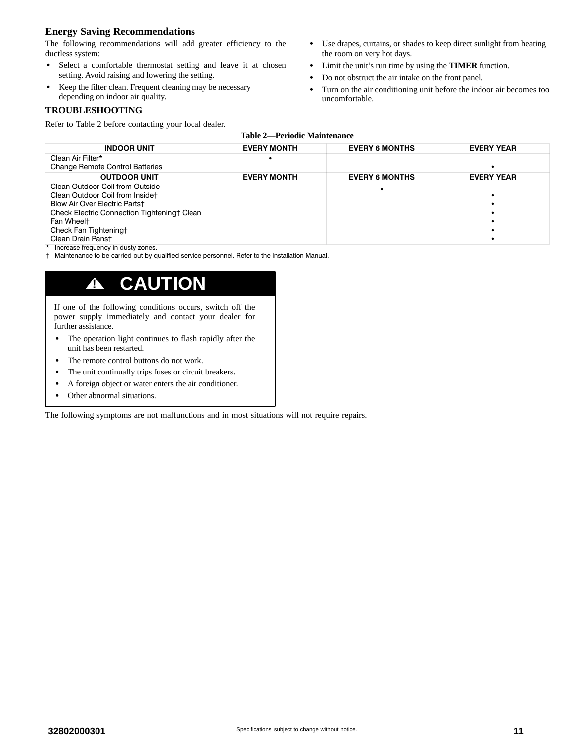## Energy Saving Recommendations

The following recommendations will add greater efficiency to the ductless system:

- Select a comfortable thermostat setting and leave it at chosen setting. Avoid raising and lowering the setting.
- Keep the filter clean. Frequent cleaning may be necessary depending on indoor air quality.
- Use drapes, curtains, or shades to keep direct sunlight from heating the room on very hot days.
- Limit the unit's run time by using the **TIMER** function.
- Do not obstruct the air intake on the front panel.
- Turn on the air conditioning unit before the indoor air becomes too uncomfortable.

## TROUBLESHOOTING

Refer to Table 2 before contacting your local dealer.

**Table 2—Periodic Maintenance**

| INDOOR UNIT | EVERY MONTH | EVERY 6 MONTHS | EVERY YEAR |
|---|---|---|---|
| Clean Air Filter* | • | | |
| Change Remote Control Batteries | | | • |
| **OUTDOOR UNIT** | **EVERY MONTH** | **EVERY 6 MONTHS** | **EVERY YEAR** |
| Clean Outdoor Coil from Outside | | • | |
| Clean Outdoor Coil from Inside† | | | • |
| Blow Air Over Electric Parts† | | | • |
| Check Electric Connection Tightening† | | | • |
| Clean Fan Wheel† | | | • |
| Check Fan Tightening† | | | • |
| Clean Drain Pans† | | | • |

\* Increase frequency in dusty zones.
† Maintenance to be carried out by qualified service personnel. Refer to the Installation Manual.

**⚠ CAUTION**

If one of the following conditions occurs, switch off the power supply immediately and contact your dealer for further assistance.

- The operation light continues to flash rapidly after the unit has been restarted.
- The remote control buttons do not work.
- The unit continually trips fuses or circuit breakers.
- A foreign object or water enters the air conditioner.
- Other abnormal situations.

The following symptoms are not malfunctions and in most situations will not require repairs.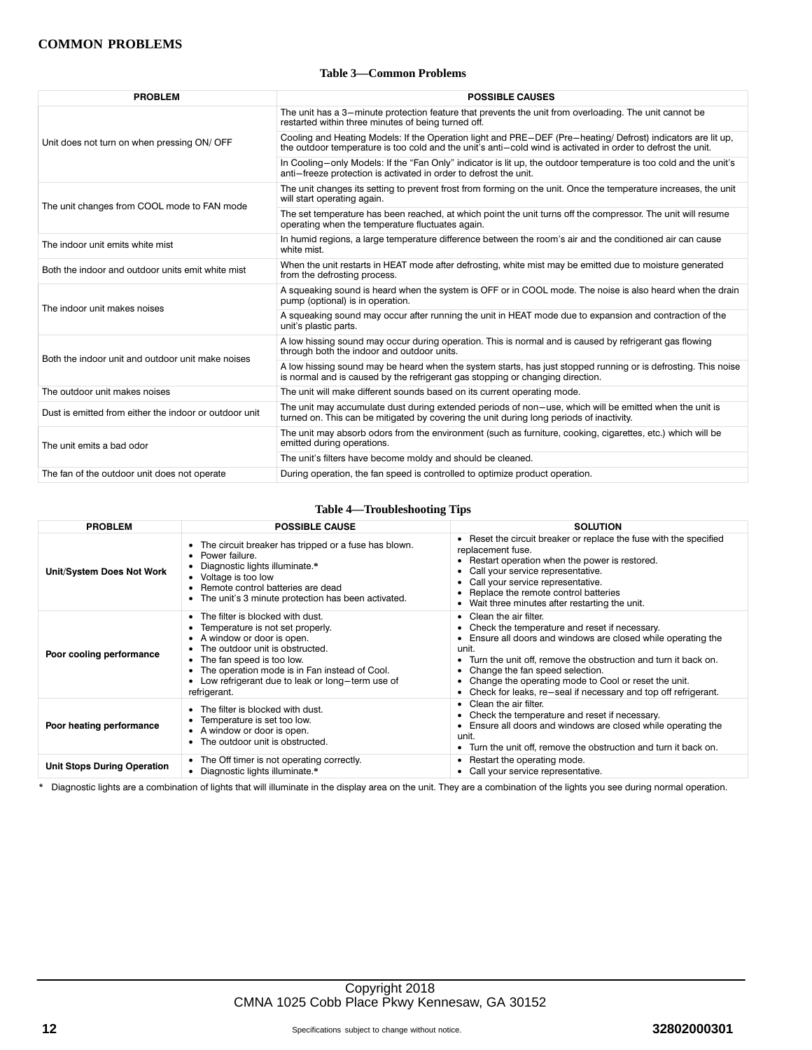## COMMON PROBLEMS

**Table 3—Common Problems**

| PROBLEM | POSSIBLE CAUSES |
|---|---|
| Unit does not turn on when pressing ON/ OFF | The unit has a 3−minute protection feature that prevents the unit from overloading. The unit cannot be restarted within three minutes of being turned off. |
| | Cooling and Heating Models: If the Operation light and PRE−DEF (Pre−heating/ Defrost) indicators are lit up, the outdoor temperature is too cold and the unit's anti−cold wind is activated in order to defrost the unit. |
| | In Cooling−only Models: If the "Fan Only" indicator is lit up, the outdoor temperature is too cold and the unit's anti−freeze protection is activated in order to defrost the unit. |
| The unit changes from COOL mode to FAN mode | The unit changes its setting to prevent frost from forming on the unit. Once the temperature increases, the unit will start operating again. |
| | The set temperature has been reached, at which point the unit turns off the compressor. The unit will resume operating when the temperature fluctuates again. |
| The indoor unit emits white mist | In humid regions, a large temperature difference between the room's air and the conditioned air can cause white mist. |
| Both the indoor and outdoor units emit white mist | When the unit restarts in HEAT mode after defrosting, white mist may be emitted due to moisture generated from the defrosting process. |
| The indoor unit makes noises | A squeaking sound is heard when the system is OFF or in COOL mode. The noise is also heard when the drain pump (optional) is in operation. |
| | A squeaking sound may occur after running the unit in HEAT mode due to expansion and contraction of the unit's plastic parts. |
| Both the indoor unit and outdoor unit make noises | A low hissing sound may occur during operation. This is normal and is caused by refrigerant gas flowing through both the indoor and outdoor units. |
| | A low hissing sound may be heard when the system starts, has just stopped running or is defrosting. This noise is normal and is caused by the refrigerant gas stopping or changing direction. |
| The outdoor unit makes noises | The unit will make different sounds based on its current operating mode. |
| Dust is emitted from either the indoor or outdoor unit | The unit may accumulate dust during extended periods of non−use, which will be emitted when the unit is turned on. This can be mitigated by covering the unit during long periods of inactivity. |
| The unit emits a bad odor | The unit may absorb odors from the environment (such as furniture, cooking, cigarettes, etc.) which will be emitted during operations. |
| | The unit's filters have become moldy and should be cleaned. |
| The fan of the outdoor unit does not operate | During operation, the fan speed is controlled to optimize product operation. |

**Table 4—Troubleshooting Tips**

| PROBLEM | POSSIBLE CAUSE | SOLUTION |
|---|---|---|
| **Unit/System Does Not Work** | • The circuit breaker has tripped or a fuse has blown.<br>• Power failure.<br>• Diagnostic lights illuminate.*<br>• Voltage is too low<br>• Remote control batteries are dead<br>• The unit's 3 minute protection has been activated. | • Reset the circuit breaker or replace the fuse with the specified replacement fuse.<br>• Restart operation when the power is restored.<br>• Call your service representative.<br>• Call your service representative.<br>• Replace the remote control batteries<br>• Wait three minutes after restarting the unit. |
| **Poor cooling performance** | • The filter is blocked with dust.<br>• Temperature is not set properly.<br>• A window or door is open.<br>• The outdoor unit is obstructed.<br>• The fan speed is too low.<br>• The operation mode is in Fan instead of Cool.<br>• Low refrigerant due to leak or long−term use of refrigerant. | • Clean the air filter.<br>• Check the temperature and reset if necessary.<br>• Ensure all doors and windows are closed while operating the unit.<br>• Turn the unit off, remove the obstruction and turn it back on.<br>• Change the fan speed selection.<br>• Change the operating mode to Cool or reset the unit.<br>• Check for leaks, re−seal if necessary and top off refrigerant. |
| **Poor heating performance** | • The filter is blocked with dust.<br>• Temperature is set too low.<br>• A window or door is open.<br>• The outdoor unit is obstructed. | • Clean the air filter.<br>• Check the temperature and reset if necessary.<br>• Ensure all doors and windows are closed while operating the unit.<br>• Turn the unit off, remove the obstruction and turn it back on. |
| **Unit Stops During Operation** | • The Off timer is not operating correctly.<br>• Diagnostic lights illuminate.* | • Restart the operating mode.<br>• Call your service representative. |

\* Diagnostic lights are a combination of lights that will illuminate in the display area on the unit. They are a combination of the lights you see during normal operation.

Copyright 2018
CMNA 1025 Cobb Place Pkwy Kennesaw, GA 30152

Specifications subject to change without notice. 32802000301